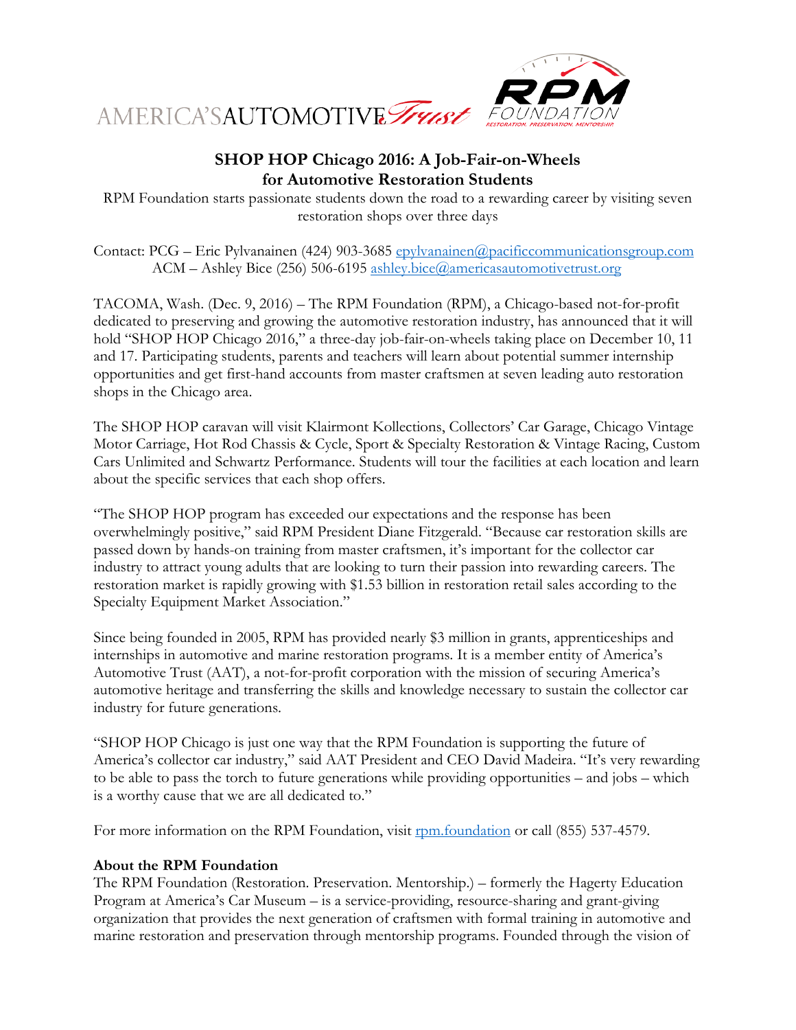AMERICA'S AUTOMOTIVE Trust

RPM FOUNDATION
RESTORATION. PRESERVATION. MENTORSHIP.

## SHOP HOP Chicago 2016: A Job-Fair-on-Wheels for Automotive Restoration Students

RPM Foundation starts passionate students down the road to a rewarding career by visiting seven restoration shops over three days

Contact: PCG – Eric Pylvanainen (424) 903-3685 epylvanainen@pacificcommunicationsgroup.com
ACM – Ashley Bice (256) 506-6195 ashley.bice@americasautomotivetrust.org

TACOMA, Wash. (Dec. 9, 2016) – The RPM Foundation (RPM), a Chicago-based not-for-profit dedicated to preserving and growing the automotive restoration industry, has announced that it will hold "SHOP HOP Chicago 2016," a three-day job-fair-on-wheels taking place on December 10, 11 and 17. Participating students, parents and teachers will learn about potential summer internship opportunities and get first-hand accounts from master craftsmen at seven leading auto restoration shops in the Chicago area.

The SHOP HOP caravan will visit Klairmont Kollections, Collectors' Car Garage, Chicago Vintage Motor Carriage, Hot Rod Chassis & Cycle, Sport & Specialty Restoration & Vintage Racing, Custom Cars Unlimited and Schwartz Performance. Students will tour the facilities at each location and learn about the specific services that each shop offers.

"The SHOP HOP program has exceeded our expectations and the response has been overwhelmingly positive," said RPM President Diane Fitzgerald. "Because car restoration skills are passed down by hands-on training from master craftsmen, it's important for the collector car industry to attract young adults that are looking to turn their passion into rewarding careers. The restoration market is rapidly growing with $1.53 billion in restoration retail sales according to the Specialty Equipment Market Association."

Since being founded in 2005, RPM has provided nearly $3 million in grants, apprenticeships and internships in automotive and marine restoration programs. It is a member entity of America's Automotive Trust (AAT), a not-for-profit corporation with the mission of securing America's automotive heritage and transferring the skills and knowledge necessary to sustain the collector car industry for future generations.

"SHOP HOP Chicago is just one way that the RPM Foundation is supporting the future of America's collector car industry," said AAT President and CEO David Madeira. "It's very rewarding to be able to pass the torch to future generations while providing opportunities – and jobs – which is a worthy cause that we are all dedicated to."

For more information on the RPM Foundation, visit rpm.foundation or call (855) 537-4579.

**About the RPM Foundation**
The RPM Foundation (Restoration. Preservation. Mentorship.) – formerly the Hagerty Education Program at America's Car Museum – is a service-providing, resource-sharing and grant-giving organization that provides the next generation of craftsmen with formal training in automotive and marine restoration and preservation through mentorship programs. Founded through the vision of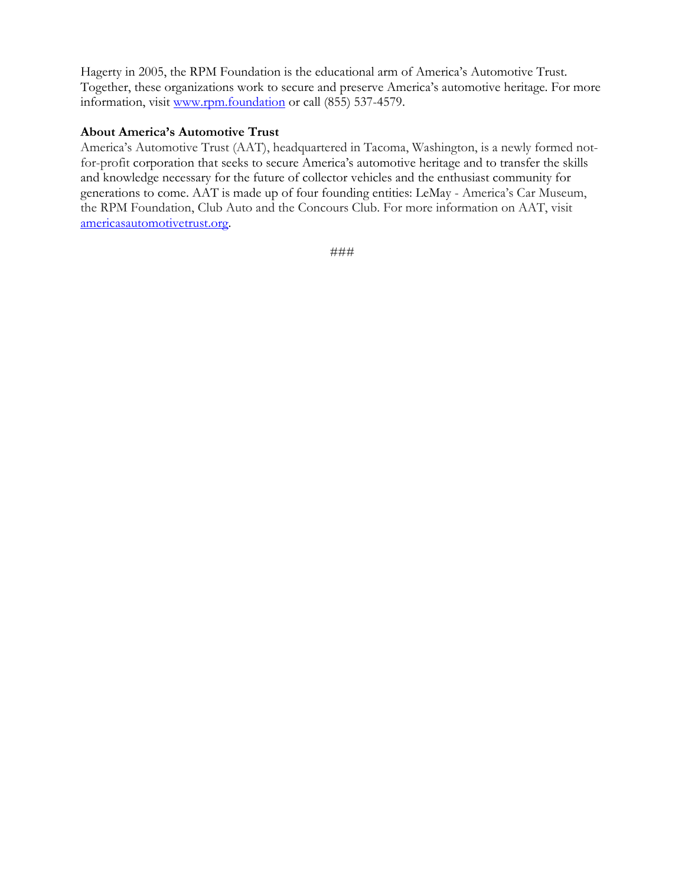Hagerty in 2005, the RPM Foundation is the educational arm of America's Automotive Trust. Together, these organizations work to secure and preserve America's automotive heritage. For more information, visit www.rpm.foundation or call (855) 537-4579.

**About America's Automotive Trust**

America's Automotive Trust (AAT), headquartered in Tacoma, Washington, is a newly formed not-for-profit corporation that seeks to secure America's automotive heritage and to transfer the skills and knowledge necessary for the future of collector vehicles and the enthusiast community for generations to come. AAT is made up of four founding entities: LeMay - America's Car Museum, the RPM Foundation, Club Auto and the Concours Club. For more information on AAT, visit americasautomotivetrust.org.

###